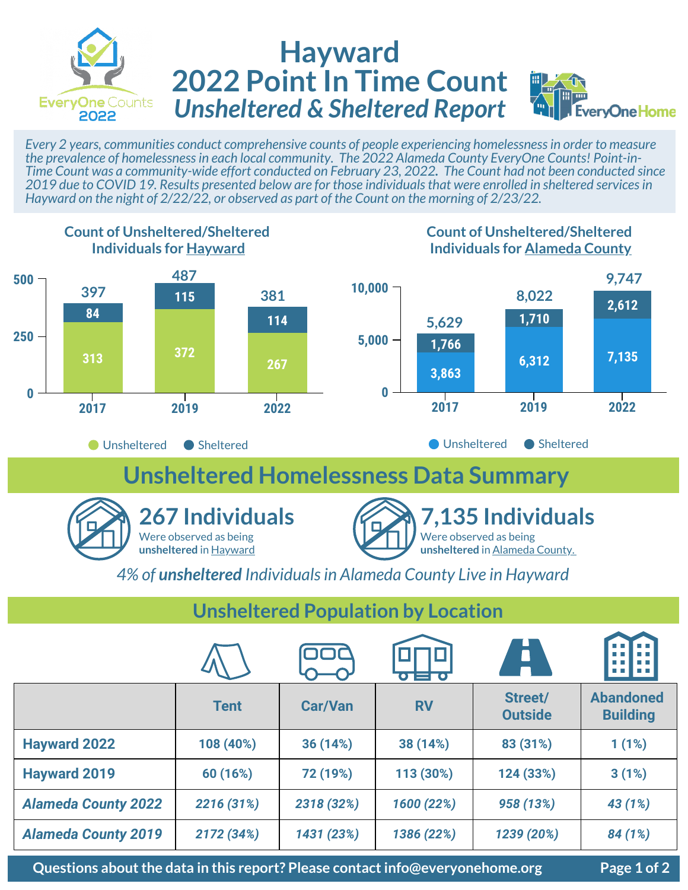# Hayward 2022 Point In Time Count

## *Unsheltered & Sheltered Report*

EveryOne Counts 2022

EveryOne Home

*Every 2 years, communities conduct comprehensive counts of people experiencing homelessness in order to measure the prevalence of homelessness in each local community. The 2022 Alameda County EveryOne Counts! Point-in-Time Count was a community-wide effort conducted on February 23, 2022. The Count had not been conducted since 2019 due to COVID 19. Results presented below are for those individuals that were enrolled in sheltered services in Hayward on the night of 2/22/22, or observed as part of the Count on the morning of 2/23/22.*

### Count of Unsheltered/Sheltered Individuals for Hayward

500
250
0

2017: 397 total — 84 Sheltered, 313 Unsheltered
2019: 487 total — 115 Sheltered, 372 Unsheltered
2022: 381 total — 114 Sheltered, 267 Unsheltered

Unsheltered   Sheltered

### Count of Unsheltered/Sheltered Individuals for Alameda County

10,000
5,000
0

2017: 5,629 total — 1,766 Sheltered, 3,863 Unsheltered
2019: 8,022 total — 1,710 Sheltered, 6,312 Unsheltered
2022: 9,747 total — 2,612 Sheltered, 7,135 Unsheltered

Unsheltered   Sheltered

## Unsheltered Homelessness Data Summary

**267 Individuals**
Were observed as being **unsheltered** in Hayward

**7,135 Individuals**
Were observed as being **unsheltered** in Alameda County.

*4% of **unsheltered** Individuals in Alameda County Live in Hayward*

## Unsheltered Population by Location

| | Tent | Car/Van | RV | Street/ Outside | Abandoned Building |
|---|---|---|---|---|---|
| **Hayward 2022** | 108 (40%) | 36 (14%) | 38 (14%) | 83 (31%) | 1 (1%) |
| **Hayward 2019** | 60 (16%) | 72 (19%) | 113 (30%) | 124 (33%) | 3 (1%) |
| ***Alameda County 2022*** | *2216 (31%)* | *2318 (32%)* | *1600 (22%)* | *958 (13%)* | *43 (1%)* |
| ***Alameda County 2019*** | *2172 (34%)* | *1431 (23%)* | *1386 (22%)* | *1239 (20%)* | *84 (1%)* |

**Questions about the data in this report? Please contact info@everyonehome.org**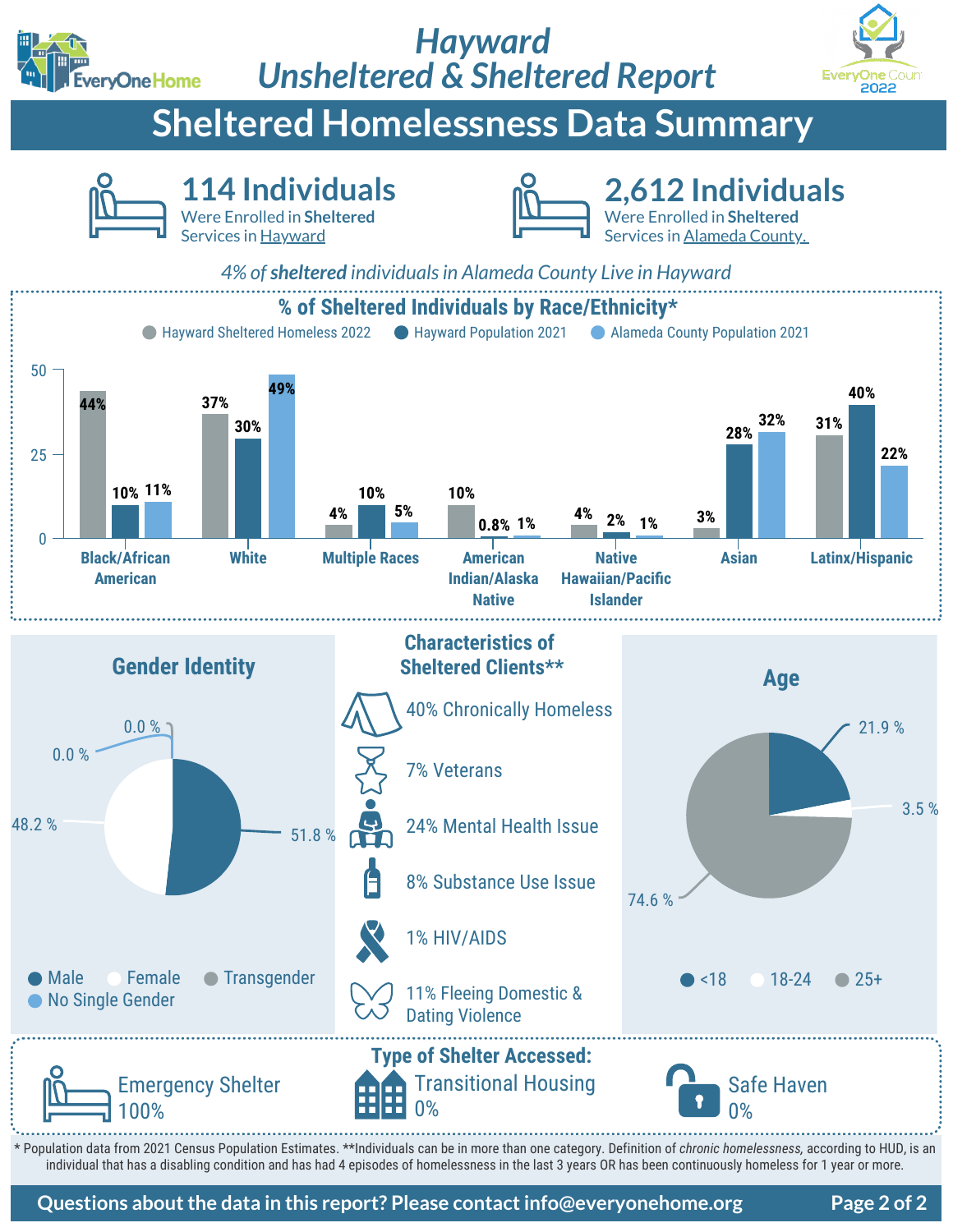# Hayward Unsheltered & Sheltered Report

EveryOneHome

EveryOne Counts 2022

## Sheltered Homelessness Data Summary

**114 Individuals**
Were Enrolled in **Sheltered** Services in Hayward

**2,612 Individuals**
Were Enrolled in **Sheltered** Services in Alameda County.

*4% of **sheltered** individuals in Alameda County Live in Hayward*

### % of Sheltered Individuals by Race/Ethnicity*

Hayward Sheltered Homeless 2022
Hayward Population 2021
Alameda County Population 2021

50
25
0

Black/African American: 44% 10% 11%
White: 37% 30% 49%
Multiple Races: 4% 10% 5%
American Indian/Alaska Native: 10% 0.8% 1%
Native Hawaiian/Pacific Islander: 4% 2% 1%
Asian: 3% 28% 32%
Latinx/Hispanic: 31% 40% 22%

### Gender Identity

0.0 %
0.0 %
48.2 %
51.8 %

Male
Female
Transgender
No Single Gender

### Characteristics of Sheltered Clients**

40% Chronically Homeless

7% Veterans

24% Mental Health Issue

8% Substance Use Issue

1% HIV/AIDS

11% Fleeing Domestic & Dating Violence

### Age

21.9 %
3.5 %
74.6 %

<18
18-24
25+

### Type of Shelter Accessed:

Emergency Shelter 100%

Transitional Housing 0%

Safe Haven 0%

\* Population data from 2021 Census Population Estimates. **Individuals can be in more than one category. Definition of *chronic homelessness,* according to HUD, is an individual that has a disabling condition and has had 4 episodes of homelessness in the last 3 years OR has been continuously homeless for 1 year or more.

Questions about the data in this report? Please contact info@everyonehome.org